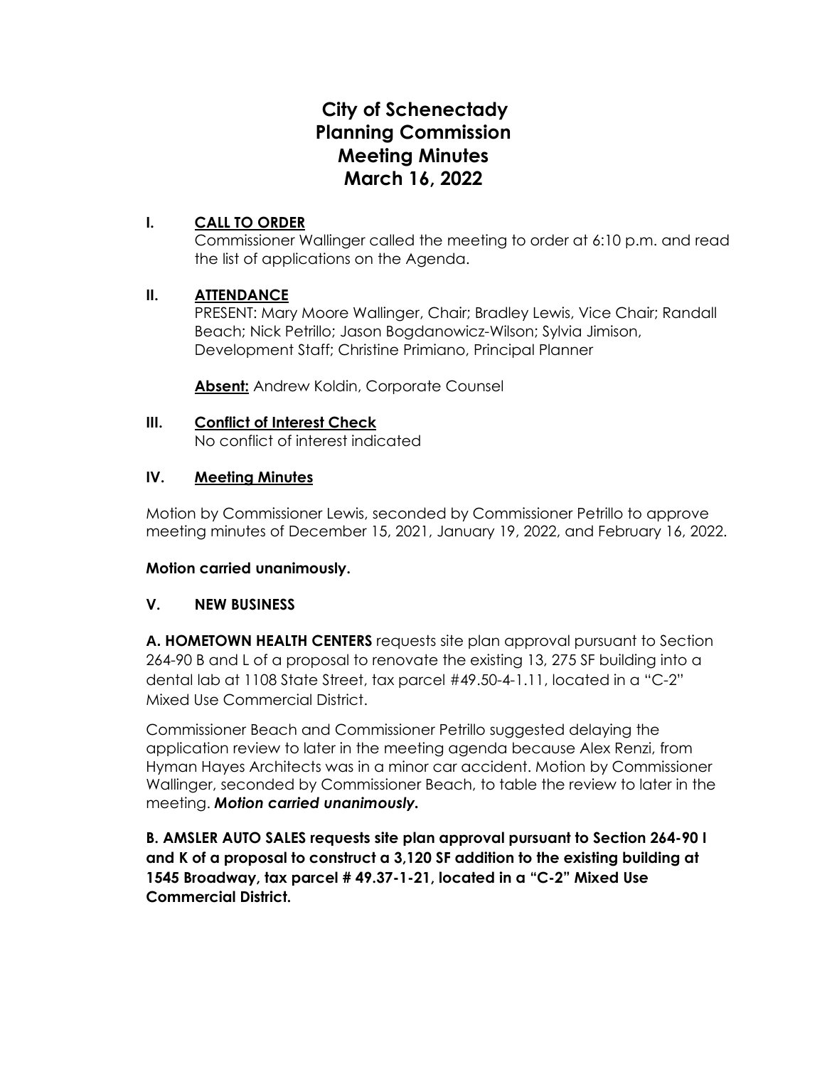# City of Schenectady Planning Commission Meeting Minutes March 16, 2022

## I. CALL TO ORDER

Commissioner Wallinger called the meeting to order at 6:10 p.m. and read the list of applications on the Agenda.

## II. ATTENDANCE

PRESENT: Mary Moore Wallinger, Chair; Bradley Lewis, Vice Chair; Randall Beach; Nick Petrillo; Jason Bogdanowicz-Wilson; Sylvia Jimison, Development Staff; Christine Primiano, Principal Planner

**Absent:** Andrew Koldin, Corporate Counsel

## III. Conflict of Interest Check

No conflict of interest indicated

## IV. Meeting Minutes

Motion by Commissioner Lewis, seconded by Commissioner Petrillo to approve meeting minutes of December 15, 2021, January 19, 2022, and February 16, 2022.

**Motion carried unanimously.**

## V. NEW BUSINESS

**A. HOMETOWN HEALTH CENTERS** requests site plan approval pursuant to Section 264-90 B and L of a proposal to renovate the existing 13, 275 SF building into a dental lab at 1108 State Street, tax parcel #49.50-4-1.11, located in a "C-2" Mixed Use Commercial District.

Commissioner Beach and Commissioner Petrillo suggested delaying the application review to later in the meeting agenda because Alex Renzi, from Hyman Hayes Architects was in a minor car accident. Motion by Commissioner Wallinger, seconded by Commissioner Beach, to table the review to later in the meeting. ***Motion carried unanimously.***

**B. AMSLER AUTO SALES requests site plan approval pursuant to Section 264-90 I and K of a proposal to construct a 3,120 SF addition to the existing building at 1545 Broadway, tax parcel # 49.37-1-21, located in a "C-2" Mixed Use Commercial District.**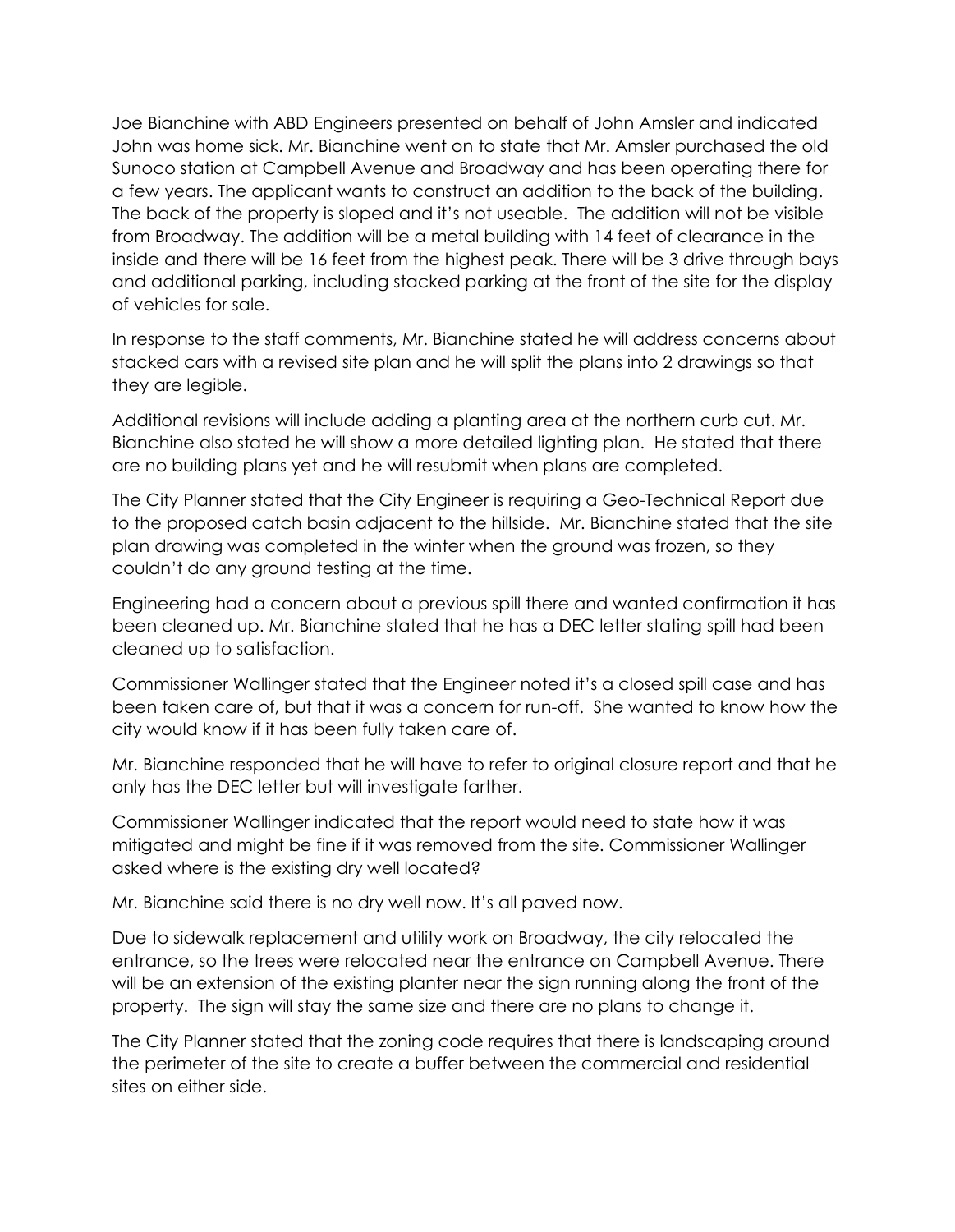Joe Bianchine with ABD Engineers presented on behalf of John Amsler and indicated John was home sick. Mr. Bianchine went on to state that Mr. Amsler purchased the old Sunoco station at Campbell Avenue and Broadway and has been operating there for a few years. The applicant wants to construct an addition to the back of the building. The back of the property is sloped and it's not useable. The addition will not be visible from Broadway. The addition will be a metal building with 14 feet of clearance in the inside and there will be 16 feet from the highest peak. There will be 3 drive through bays and additional parking, including stacked parking at the front of the site for the display of vehicles for sale.

In response to the staff comments, Mr. Bianchine stated he will address concerns about stacked cars with a revised site plan and he will split the plans into 2 drawings so that they are legible.

Additional revisions will include adding a planting area at the northern curb cut. Mr. Bianchine also stated he will show a more detailed lighting plan. He stated that there are no building plans yet and he will resubmit when plans are completed.

The City Planner stated that the City Engineer is requiring a Geo-Technical Report due to the proposed catch basin adjacent to the hillside. Mr. Bianchine stated that the site plan drawing was completed in the winter when the ground was frozen, so they couldn't do any ground testing at the time.

Engineering had a concern about a previous spill there and wanted confirmation it has been cleaned up. Mr. Bianchine stated that he has a DEC letter stating spill had been cleaned up to satisfaction.

Commissioner Wallinger stated that the Engineer noted it's a closed spill case and has been taken care of, but that it was a concern for run-off. She wanted to know how the city would know if it has been fully taken care of.

Mr. Bianchine responded that he will have to refer to original closure report and that he only has the DEC letter but will investigate farther.

Commissioner Wallinger indicated that the report would need to state how it was mitigated and might be fine if it was removed from the site. Commissioner Wallinger asked where is the existing dry well located?

Mr. Bianchine said there is no dry well now. It's all paved now.

Due to sidewalk replacement and utility work on Broadway, the city relocated the entrance, so the trees were relocated near the entrance on Campbell Avenue. There will be an extension of the existing planter near the sign running along the front of the property. The sign will stay the same size and there are no plans to change it.

The City Planner stated that the zoning code requires that there is landscaping around the perimeter of the site to create a buffer between the commercial and residential sites on either side.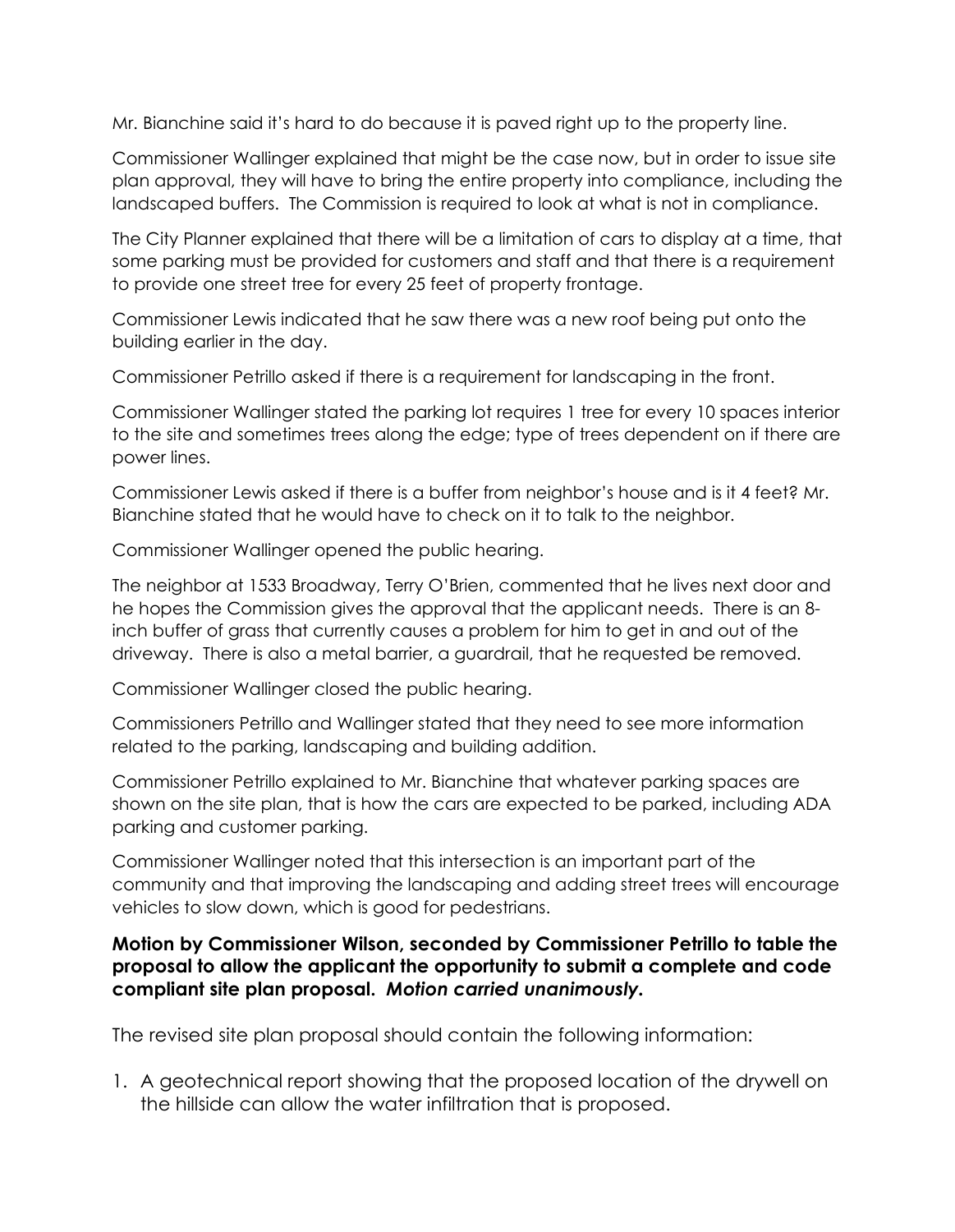Mr. Bianchine said it's hard to do because it is paved right up to the property line.

Commissioner Wallinger explained that might be the case now, but in order to issue site plan approval, they will have to bring the entire property into compliance, including the landscaped buffers. The Commission is required to look at what is not in compliance.

The City Planner explained that there will be a limitation of cars to display at a time, that some parking must be provided for customers and staff and that there is a requirement to provide one street tree for every 25 feet of property frontage.

Commissioner Lewis indicated that he saw there was a new roof being put onto the building earlier in the day.

Commissioner Petrillo asked if there is a requirement for landscaping in the front.

Commissioner Wallinger stated the parking lot requires 1 tree for every 10 spaces interior to the site and sometimes trees along the edge; type of trees dependent on if there are power lines.

Commissioner Lewis asked if there is a buffer from neighbor's house and is it 4 feet? Mr. Bianchine stated that he would have to check on it to talk to the neighbor.

Commissioner Wallinger opened the public hearing.

The neighbor at 1533 Broadway, Terry O'Brien, commented that he lives next door and he hopes the Commission gives the approval that the applicant needs. There is an 8-inch buffer of grass that currently causes a problem for him to get in and out of the driveway. There is also a metal barrier, a guardrail, that he requested be removed.

Commissioner Wallinger closed the public hearing.

Commissioners Petrillo and Wallinger stated that they need to see more information related to the parking, landscaping and building addition.

Commissioner Petrillo explained to Mr. Bianchine that whatever parking spaces are shown on the site plan, that is how the cars are expected to be parked, including ADA parking and customer parking.

Commissioner Wallinger noted that this intersection is an important part of the community and that improving the landscaping and adding street trees will encourage vehicles to slow down, which is good for pedestrians.

**Motion by Commissioner Wilson, seconded by Commissioner Petrillo to table the proposal to allow the applicant the opportunity to submit a complete and code compliant site plan proposal. *Motion carried unanimously*.**

The revised site plan proposal should contain the following information:

1. A geotechnical report showing that the proposed location of the drywell on the hillside can allow the water infiltration that is proposed.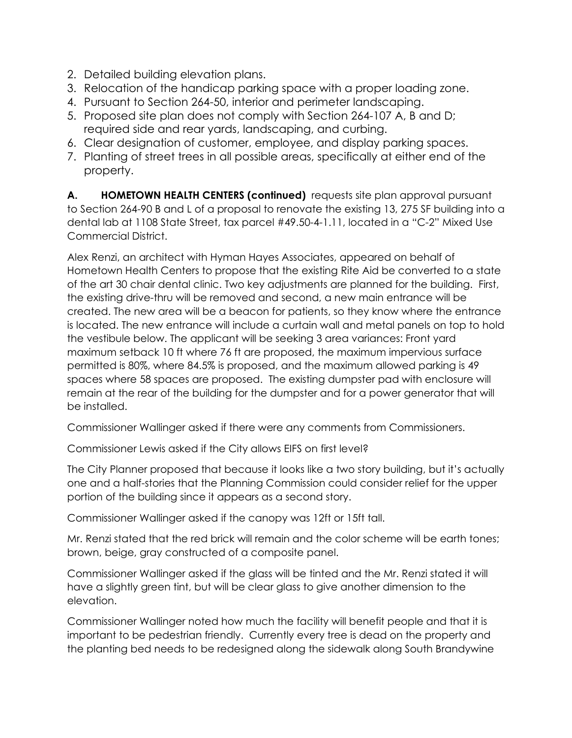2. Detailed building elevation plans.
3. Relocation of the handicap parking space with a proper loading zone.
4. Pursuant to Section 264-50, interior and perimeter landscaping.
5. Proposed site plan does not comply with Section 264-107 A, B and D; required side and rear yards, landscaping, and curbing.
6. Clear designation of customer, employee, and display parking spaces.
7. Planting of street trees in all possible areas, specifically at either end of the property.

**A. HOMETOWN HEALTH CENTERS (continued)** requests site plan approval pursuant to Section 264-90 B and L of a proposal to renovate the existing 13, 275 SF building into a dental lab at 1108 State Street, tax parcel #49.50-4-1.11, located in a "C-2" Mixed Use Commercial District.

Alex Renzi, an architect with Hyman Hayes Associates, appeared on behalf of Hometown Health Centers to propose that the existing Rite Aid be converted to a state of the art 30 chair dental clinic. Two key adjustments are planned for the building. First, the existing drive-thru will be removed and second, a new main entrance will be created. The new area will be a beacon for patients, so they know where the entrance is located. The new entrance will include a curtain wall and metal panels on top to hold the vestibule below. The applicant will be seeking 3 area variances: Front yard maximum setback 10 ft where 76 ft are proposed, the maximum impervious surface permitted is 80%, where 84.5% is proposed, and the maximum allowed parking is 49 spaces where 58 spaces are proposed. The existing dumpster pad with enclosure will remain at the rear of the building for the dumpster and for a power generator that will be installed.

Commissioner Wallinger asked if there were any comments from Commissioners.

Commissioner Lewis asked if the City allows EIFS on first level?

The City Planner proposed that because it looks like a two story building, but it's actually one and a half-stories that the Planning Commission could consider relief for the upper portion of the building since it appears as a second story.

Commissioner Wallinger asked if the canopy was 12ft or 15ft tall.

Mr. Renzi stated that the red brick will remain and the color scheme will be earth tones; brown, beige, gray constructed of a composite panel.

Commissioner Wallinger asked if the glass will be tinted and the Mr. Renzi stated it will have a slightly green tint, but will be clear glass to give another dimension to the elevation.

Commissioner Wallinger noted how much the facility will benefit people and that it is important to be pedestrian friendly. Currently every tree is dead on the property and the planting bed needs to be redesigned along the sidewalk along South Brandywine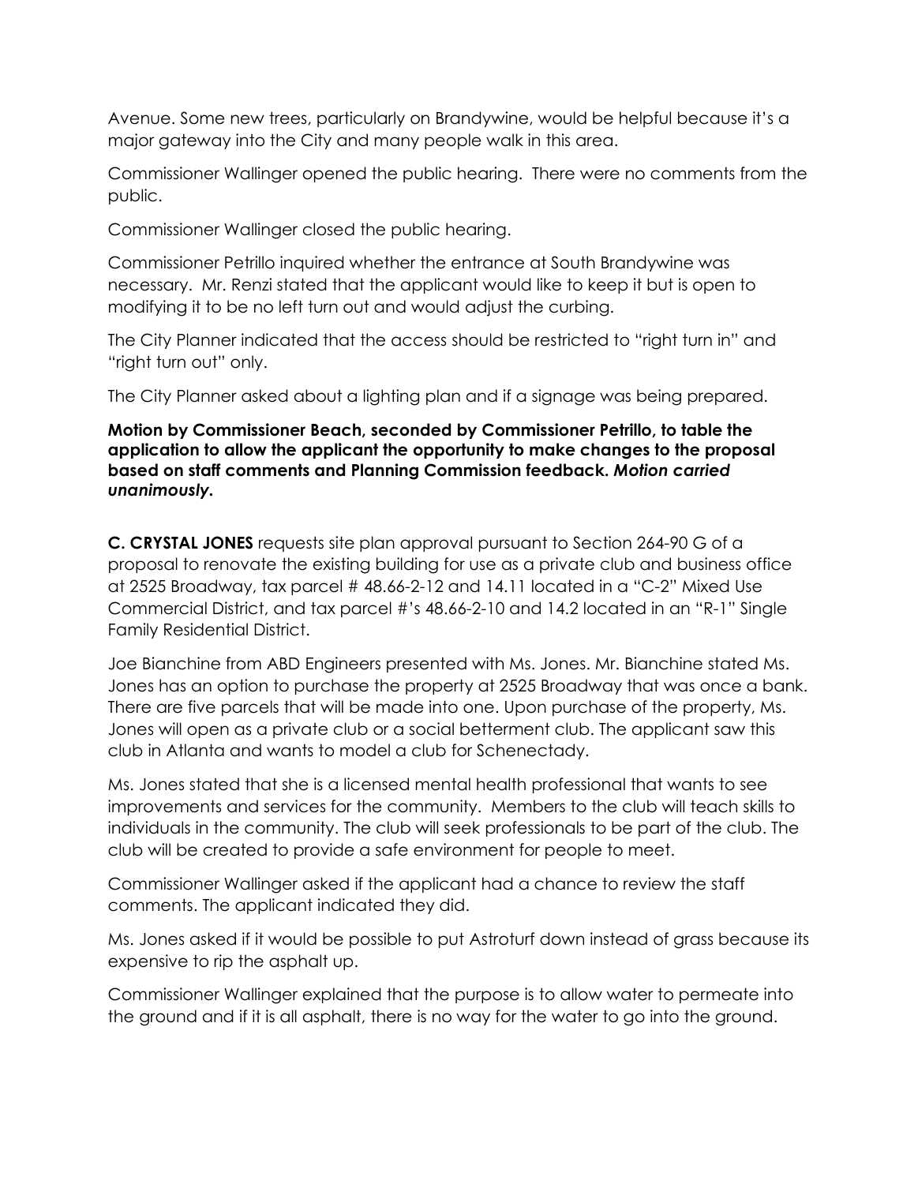Avenue. Some new trees, particularly on Brandywine, would be helpful because it's a major gateway into the City and many people walk in this area.

Commissioner Wallinger opened the public hearing. There were no comments from the public.

Commissioner Wallinger closed the public hearing.

Commissioner Petrillo inquired whether the entrance at South Brandywine was necessary. Mr. Renzi stated that the applicant would like to keep it but is open to modifying it to be no left turn out and would adjust the curbing.

The City Planner indicated that the access should be restricted to "right turn in" and "right turn out" only.

The City Planner asked about a lighting plan and if a signage was being prepared.

**Motion by Commissioner Beach, seconded by Commissioner Petrillo, to table the application to allow the applicant the opportunity to make changes to the proposal based on staff comments and Planning Commission feedback. *Motion carried unanimously.***

**C. CRYSTAL JONES** requests site plan approval pursuant to Section 264-90 G of a proposal to renovate the existing building for use as a private club and business office at 2525 Broadway, tax parcel # 48.66-2-12 and 14.11 located in a "C-2" Mixed Use Commercial District, and tax parcel #'s 48.66-2-10 and 14.2 located in an "R-1" Single Family Residential District.

Joe Bianchine from ABD Engineers presented with Ms. Jones. Mr. Bianchine stated Ms. Jones has an option to purchase the property at 2525 Broadway that was once a bank. There are five parcels that will be made into one. Upon purchase of the property, Ms. Jones will open as a private club or a social betterment club. The applicant saw this club in Atlanta and wants to model a club for Schenectady.

Ms. Jones stated that she is a licensed mental health professional that wants to see improvements and services for the community. Members to the club will teach skills to individuals in the community. The club will seek professionals to be part of the club. The club will be created to provide a safe environment for people to meet.

Commissioner Wallinger asked if the applicant had a chance to review the staff comments. The applicant indicated they did.

Ms. Jones asked if it would be possible to put Astroturf down instead of grass because its expensive to rip the asphalt up.

Commissioner Wallinger explained that the purpose is to allow water to permeate into the ground and if it is all asphalt, there is no way for the water to go into the ground.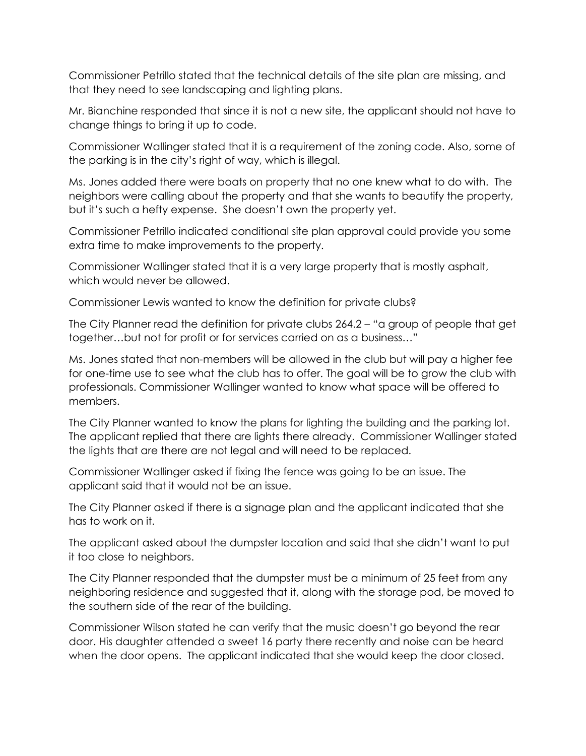Commissioner Petrillo stated that the technical details of the site plan are missing, and that they need to see landscaping and lighting plans.

Mr. Bianchine responded that since it is not a new site, the applicant should not have to change things to bring it up to code.

Commissioner Wallinger stated that it is a requirement of the zoning code. Also, some of the parking is in the city's right of way, which is illegal.

Ms. Jones added there were boats on property that no one knew what to do with. The neighbors were calling about the property and that she wants to beautify the property, but it's such a hefty expense. She doesn't own the property yet.

Commissioner Petrillo indicated conditional site plan approval could provide you some extra time to make improvements to the property.

Commissioner Wallinger stated that it is a very large property that is mostly asphalt, which would never be allowed.

Commissioner Lewis wanted to know the definition for private clubs?

The City Planner read the definition for private clubs 264.2 – "a group of people that get together…but not for profit or for services carried on as a business…"

Ms. Jones stated that non-members will be allowed in the club but will pay a higher fee for one-time use to see what the club has to offer. The goal will be to grow the club with professionals. Commissioner Wallinger wanted to know what space will be offered to members.

The City Planner wanted to know the plans for lighting the building and the parking lot. The applicant replied that there are lights there already. Commissioner Wallinger stated the lights that are there are not legal and will need to be replaced.

Commissioner Wallinger asked if fixing the fence was going to be an issue. The applicant said that it would not be an issue.

The City Planner asked if there is a signage plan and the applicant indicated that she has to work on it.

The applicant asked about the dumpster location and said that she didn't want to put it too close to neighbors.

The City Planner responded that the dumpster must be a minimum of 25 feet from any neighboring residence and suggested that it, along with the storage pod, be moved to the southern side of the rear of the building.

Commissioner Wilson stated he can verify that the music doesn't go beyond the rear door. His daughter attended a sweet 16 party there recently and noise can be heard when the door opens. The applicant indicated that she would keep the door closed.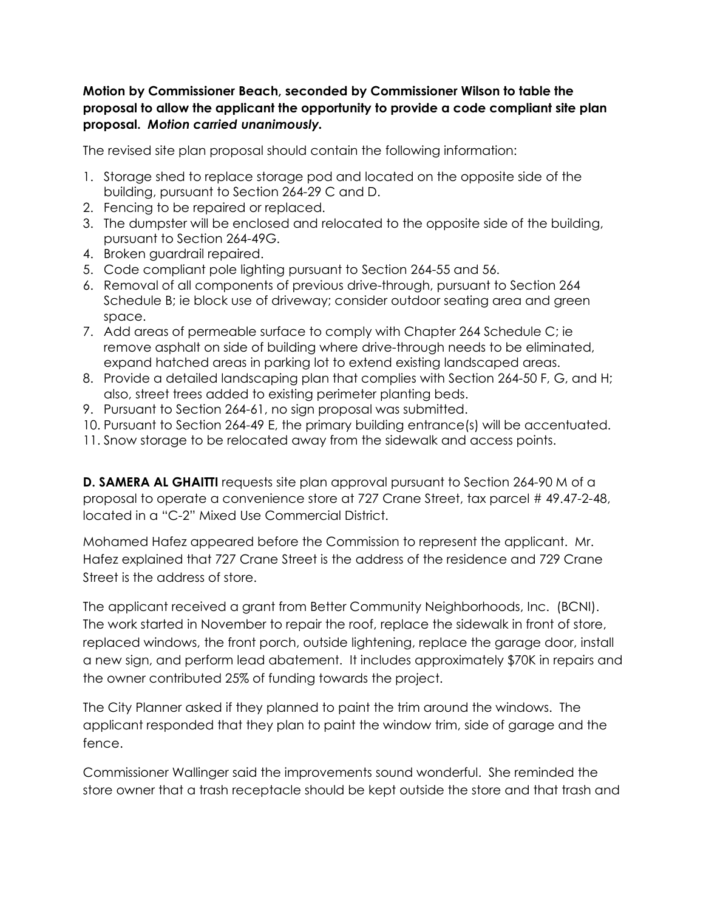**Motion by Commissioner Beach, seconded by Commissioner Wilson to table the proposal to allow the applicant the opportunity to provide a code compliant site plan proposal.** ***Motion carried unanimously.***

The revised site plan proposal should contain the following information:

1. Storage shed to replace storage pod and located on the opposite side of the building, pursuant to Section 264-29 C and D.
2. Fencing to be repaired or replaced.
3. The dumpster will be enclosed and relocated to the opposite side of the building, pursuant to Section 264-49G.
4. Broken guardrail repaired.
5. Code compliant pole lighting pursuant to Section 264-55 and 56.
6. Removal of all components of previous drive-through, pursuant to Section 264 Schedule B; ie block use of driveway; consider outdoor seating area and green space.
7. Add areas of permeable surface to comply with Chapter 264 Schedule C; ie remove asphalt on side of building where drive-through needs to be eliminated, expand hatched areas in parking lot to extend existing landscaped areas.
8. Provide a detailed landscaping plan that complies with Section 264-50 F, G, and H; also, street trees added to existing perimeter planting beds.
9. Pursuant to Section 264-61, no sign proposal was submitted.
10. Pursuant to Section 264-49 E, the primary building entrance(s) will be accentuated.
11. Snow storage to be relocated away from the sidewalk and access points.

**D. SAMERA AL GHAITTI** requests site plan approval pursuant to Section 264-90 M of a proposal to operate a convenience store at 727 Crane Street, tax parcel # 49.47-2-48, located in a "C-2" Mixed Use Commercial District.

Mohamed Hafez appeared before the Commission to represent the applicant. Mr. Hafez explained that 727 Crane Street is the address of the residence and 729 Crane Street is the address of store.

The applicant received a grant from Better Community Neighborhoods, Inc. (BCNI). The work started in November to repair the roof, replace the sidewalk in front of store, replaced windows, the front porch, outside lightening, replace the garage door, install a new sign, and perform lead abatement. It includes approximately $70K in repairs and the owner contributed 25% of funding towards the project.

The City Planner asked if they planned to paint the trim around the windows. The applicant responded that they plan to paint the window trim, side of garage and the fence.

Commissioner Wallinger said the improvements sound wonderful. She reminded the store owner that a trash receptacle should be kept outside the store and that trash and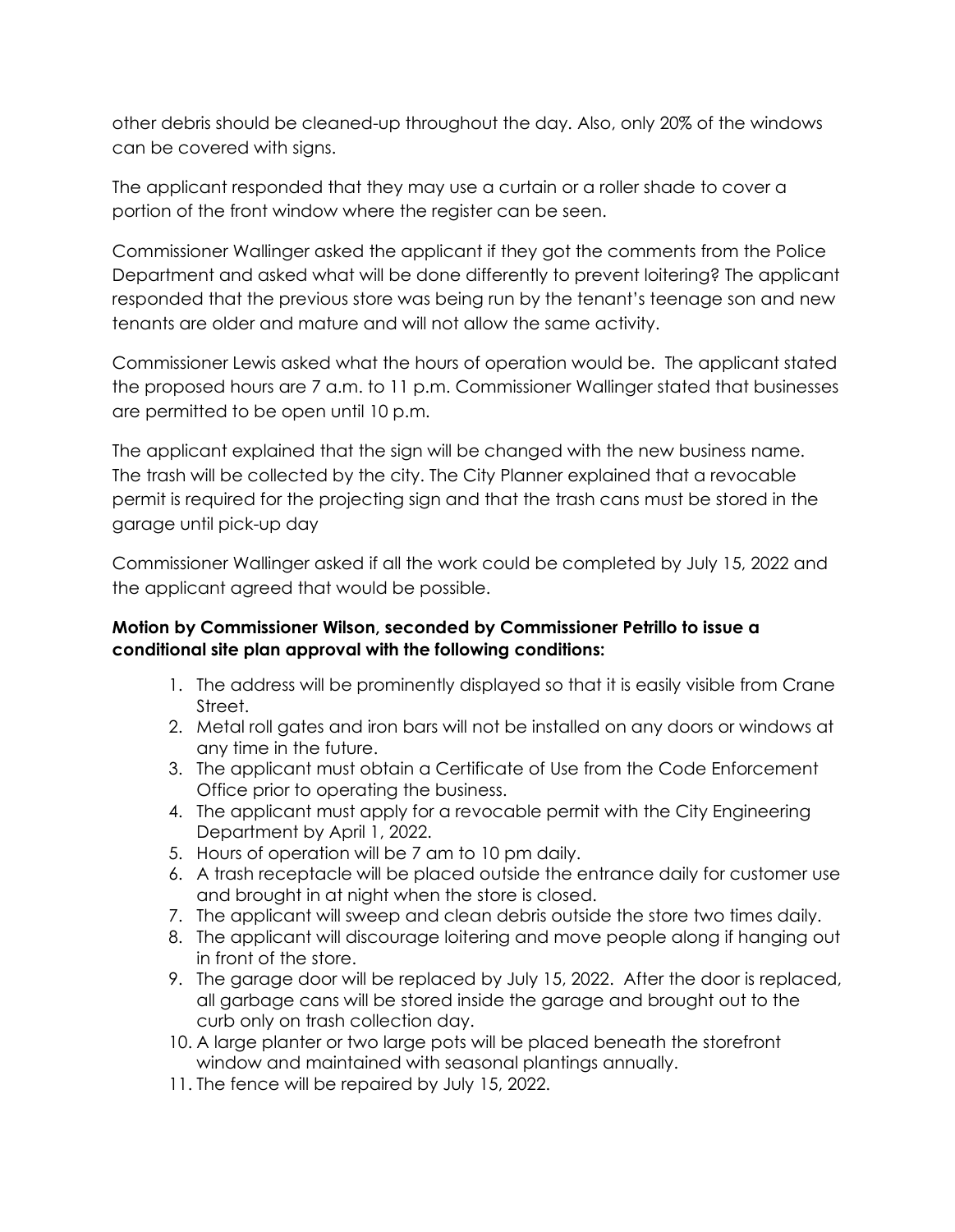other debris should be cleaned-up throughout the day. Also, only 20% of the windows can be covered with signs.

The applicant responded that they may use a curtain or a roller shade to cover a portion of the front window where the register can be seen.

Commissioner Wallinger asked the applicant if they got the comments from the Police Department and asked what will be done differently to prevent loitering? The applicant responded that the previous store was being run by the tenant's teenage son and new tenants are older and mature and will not allow the same activity.

Commissioner Lewis asked what the hours of operation would be. The applicant stated the proposed hours are 7 a.m. to 11 p.m. Commissioner Wallinger stated that businesses are permitted to be open until 10 p.m.

The applicant explained that the sign will be changed with the new business name. The trash will be collected by the city. The City Planner explained that a revocable permit is required for the projecting sign and that the trash cans must be stored in the garage until pick-up day

Commissioner Wallinger asked if all the work could be completed by July 15, 2022 and the applicant agreed that would be possible.

**Motion by Commissioner Wilson, seconded by Commissioner Petrillo to issue a conditional site plan approval with the following conditions:**

1. The address will be prominently displayed so that it is easily visible from Crane Street.
2. Metal roll gates and iron bars will not be installed on any doors or windows at any time in the future.
3. The applicant must obtain a Certificate of Use from the Code Enforcement Office prior to operating the business.
4. The applicant must apply for a revocable permit with the City Engineering Department by April 1, 2022.
5. Hours of operation will be 7 am to 10 pm daily.
6. A trash receptacle will be placed outside the entrance daily for customer use and brought in at night when the store is closed.
7. The applicant will sweep and clean debris outside the store two times daily.
8. The applicant will discourage loitering and move people along if hanging out in front of the store.
9. The garage door will be replaced by July 15, 2022. After the door is replaced, all garbage cans will be stored inside the garage and brought out to the curb only on trash collection day.
10. A large planter or two large pots will be placed beneath the storefront window and maintained with seasonal plantings annually.
11. The fence will be repaired by July 15, 2022.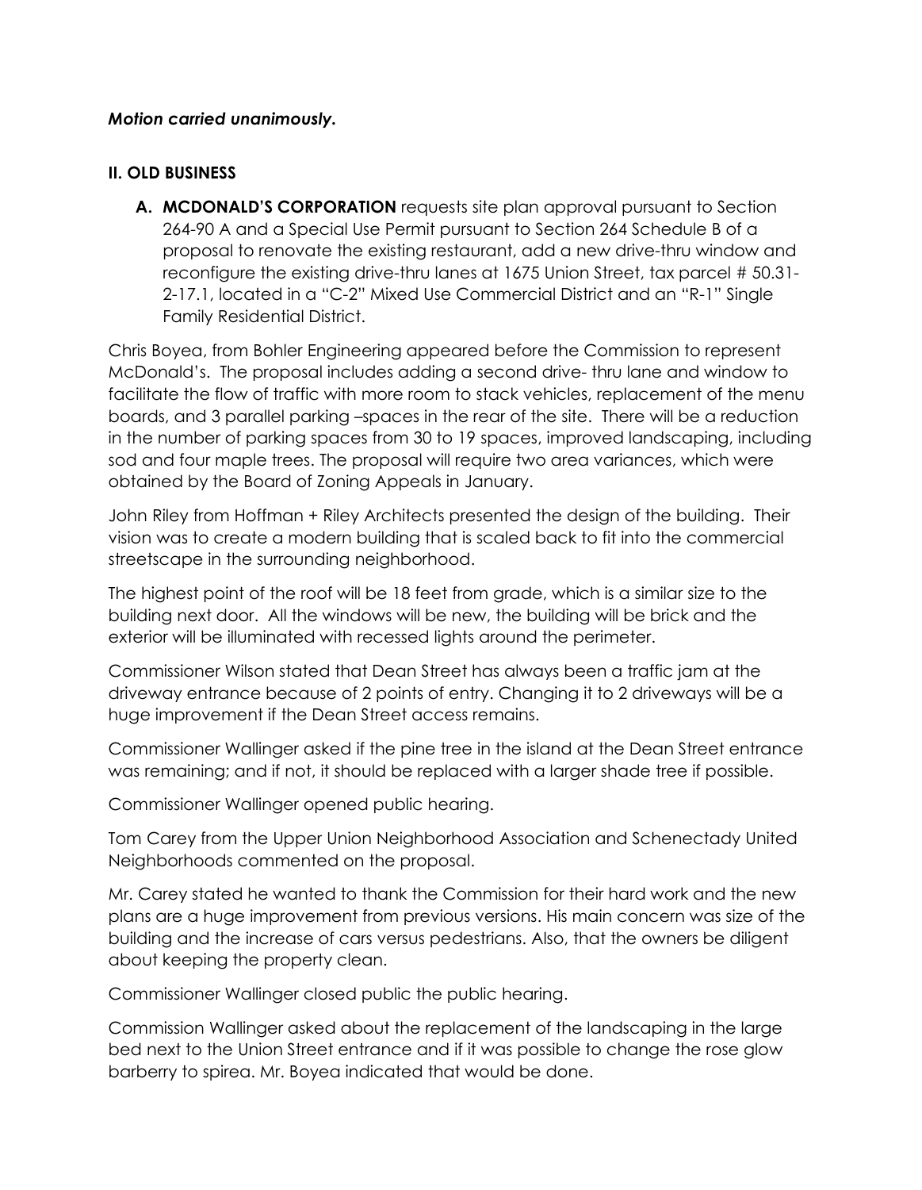***Motion carried unanimously.***

**II. OLD BUSINESS**

A. **MCDONALD'S CORPORATION** requests site plan approval pursuant to Section 264-90 A and a Special Use Permit pursuant to Section 264 Schedule B of a proposal to renovate the existing restaurant, add a new drive-thru window and reconfigure the existing drive-thru lanes at 1675 Union Street, tax parcel # 50.31-2-17.1, located in a "C-2" Mixed Use Commercial District and an "R-1" Single Family Residential District.

Chris Boyea, from Bohler Engineering appeared before the Commission to represent McDonald's. The proposal includes adding a second drive- thru lane and window to facilitate the flow of traffic with more room to stack vehicles, replacement of the menu boards, and 3 parallel parking –spaces in the rear of the site. There will be a reduction in the number of parking spaces from 30 to 19 spaces, improved landscaping, including sod and four maple trees. The proposal will require two area variances, which were obtained by the Board of Zoning Appeals in January.

John Riley from Hoffman + Riley Architects presented the design of the building. Their vision was to create a modern building that is scaled back to fit into the commercial streetscape in the surrounding neighborhood.

The highest point of the roof will be 18 feet from grade, which is a similar size to the building next door. All the windows will be new, the building will be brick and the exterior will be illuminated with recessed lights around the perimeter.

Commissioner Wilson stated that Dean Street has always been a traffic jam at the driveway entrance because of 2 points of entry. Changing it to 2 driveways will be a huge improvement if the Dean Street access remains.

Commissioner Wallinger asked if the pine tree in the island at the Dean Street entrance was remaining; and if not, it should be replaced with a larger shade tree if possible.

Commissioner Wallinger opened public hearing.

Tom Carey from the Upper Union Neighborhood Association and Schenectady United Neighborhoods commented on the proposal.

Mr. Carey stated he wanted to thank the Commission for their hard work and the new plans are a huge improvement from previous versions. His main concern was size of the building and the increase of cars versus pedestrians. Also, that the owners be diligent about keeping the property clean.

Commissioner Wallinger closed public the public hearing.

Commission Wallinger asked about the replacement of the landscaping in the large bed next to the Union Street entrance and if it was possible to change the rose glow barberry to spirea. Mr. Boyea indicated that would be done.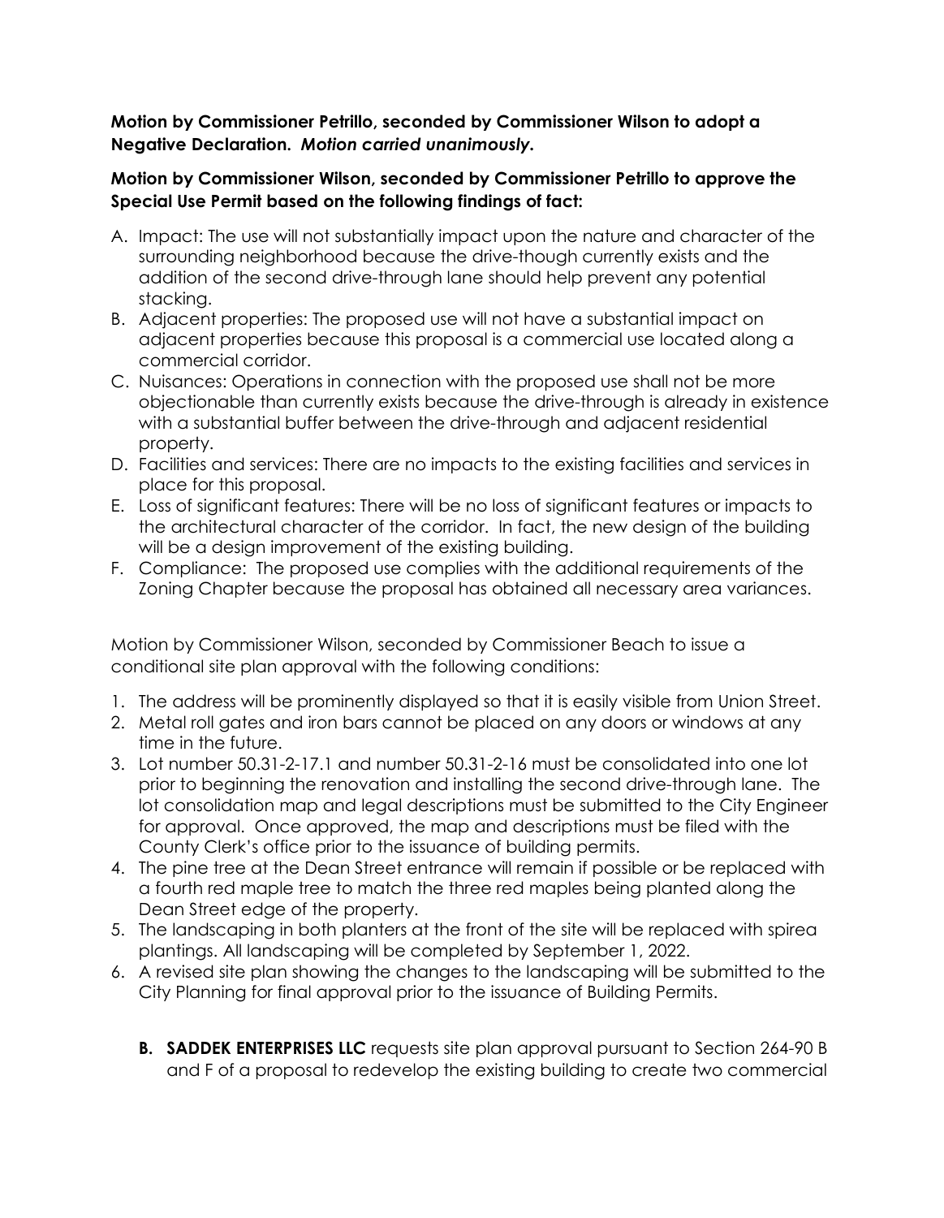**Motion by Commissioner Petrillo, seconded by Commissioner Wilson to adopt a Negative Declaration.** ***Motion carried unanimously.***

**Motion by Commissioner Wilson, seconded by Commissioner Petrillo to approve the Special Use Permit based on the following findings of fact:**

A. Impact: The use will not substantially impact upon the nature and character of the surrounding neighborhood because the drive-though currently exists and the addition of the second drive-through lane should help prevent any potential stacking.
B. Adjacent properties: The proposed use will not have a substantial impact on adjacent properties because this proposal is a commercial use located along a commercial corridor.
C. Nuisances: Operations in connection with the proposed use shall not be more objectionable than currently exists because the drive-through is already in existence with a substantial buffer between the drive-through and adjacent residential property.
D. Facilities and services: There are no impacts to the existing facilities and services in place for this proposal.
E. Loss of significant features: There will be no loss of significant features or impacts to the architectural character of the corridor. In fact, the new design of the building will be a design improvement of the existing building.
F. Compliance: The proposed use complies with the additional requirements of the Zoning Chapter because the proposal has obtained all necessary area variances.

Motion by Commissioner Wilson, seconded by Commissioner Beach to issue a conditional site plan approval with the following conditions:

1. The address will be prominently displayed so that it is easily visible from Union Street.
2. Metal roll gates and iron bars cannot be placed on any doors or windows at any time in the future.
3. Lot number 50.31-2-17.1 and number 50.31-2-16 must be consolidated into one lot prior to beginning the renovation and installing the second drive-through lane. The lot consolidation map and legal descriptions must be submitted to the City Engineer for approval. Once approved, the map and descriptions must be filed with the County Clerk's office prior to the issuance of building permits.
4. The pine tree at the Dean Street entrance will remain if possible or be replaced with a fourth red maple tree to match the three red maples being planted along the Dean Street edge of the property.
5. The landscaping in both planters at the front of the site will be replaced with spirea plantings. All landscaping will be completed by September 1, 2022.
6. A revised site plan showing the changes to the landscaping will be submitted to the City Planning for final approval prior to the issuance of Building Permits.

**B. SADDEK ENTERPRISES LLC** requests site plan approval pursuant to Section 264-90 B and F of a proposal to redevelop the existing building to create two commercial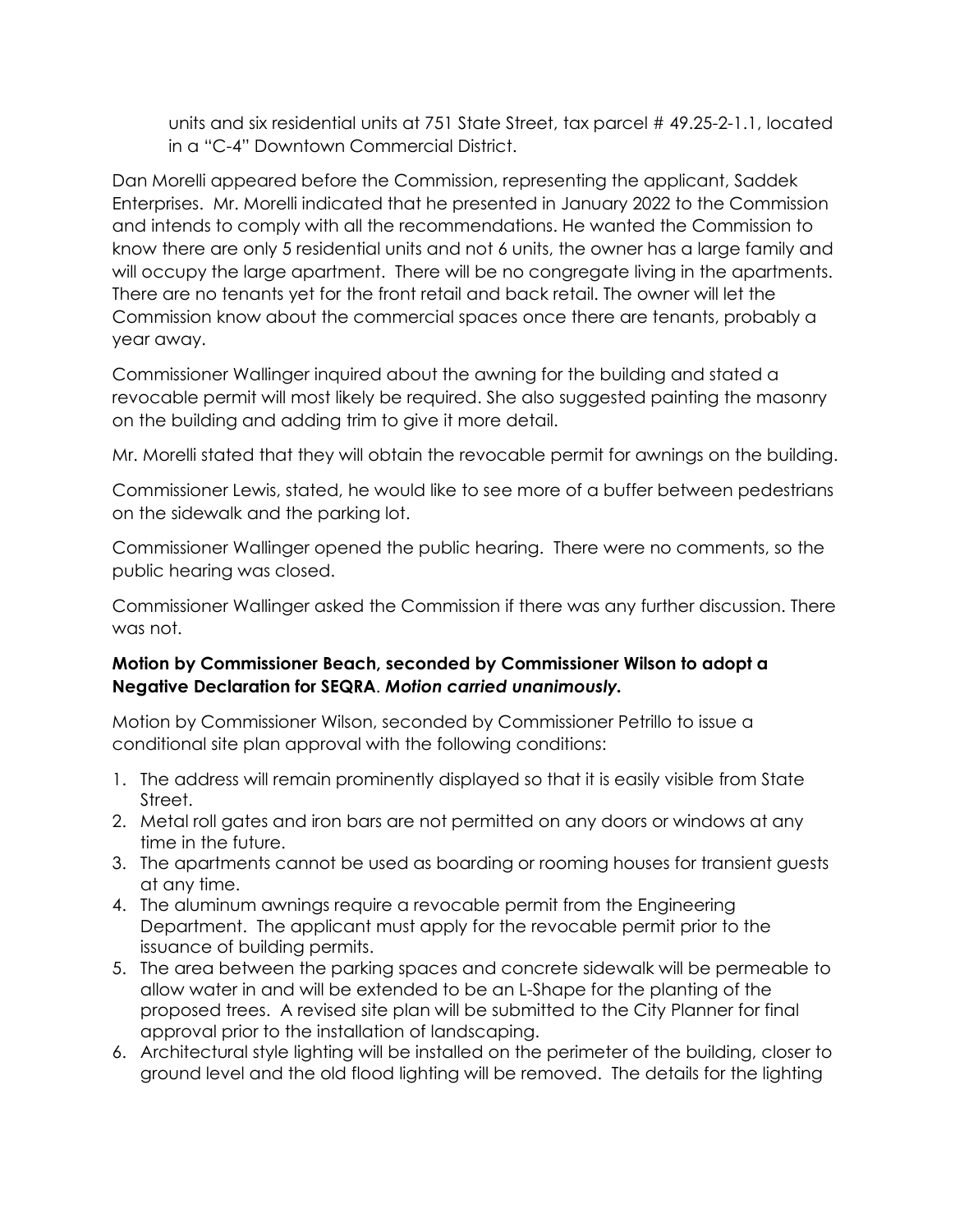units and six residential units at 751 State Street, tax parcel # 49.25-2-1.1, located in a "C-4" Downtown Commercial District.

Dan Morelli appeared before the Commission, representing the applicant, Saddek Enterprises. Mr. Morelli indicated that he presented in January 2022 to the Commission and intends to comply with all the recommendations. He wanted the Commission to know there are only 5 residential units and not 6 units, the owner has a large family and will occupy the large apartment. There will be no congregate living in the apartments. There are no tenants yet for the front retail and back retail. The owner will let the Commission know about the commercial spaces once there are tenants, probably a year away.

Commissioner Wallinger inquired about the awning for the building and stated a revocable permit will most likely be required. She also suggested painting the masonry on the building and adding trim to give it more detail.

Mr. Morelli stated that they will obtain the revocable permit for awnings on the building.

Commissioner Lewis, stated, he would like to see more of a buffer between pedestrians on the sidewalk and the parking lot.

Commissioner Wallinger opened the public hearing. There were no comments, so the public hearing was closed.

Commissioner Wallinger asked the Commission if there was any further discussion. There was not.

**Motion by Commissioner Beach, seconded by Commissioner Wilson to adopt a Negative Declaration for SEQRA**. ***Motion carried unanimously.***

Motion by Commissioner Wilson, seconded by Commissioner Petrillo to issue a conditional site plan approval with the following conditions:

1. The address will remain prominently displayed so that it is easily visible from State Street.
2. Metal roll gates and iron bars are not permitted on any doors or windows at any time in the future.
3. The apartments cannot be used as boarding or rooming houses for transient guests at any time.
4. The aluminum awnings require a revocable permit from the Engineering Department. The applicant must apply for the revocable permit prior to the issuance of building permits.
5. The area between the parking spaces and concrete sidewalk will be permeable to allow water in and will be extended to be an L-Shape for the planting of the proposed trees. A revised site plan will be submitted to the City Planner for final approval prior to the installation of landscaping.
6. Architectural style lighting will be installed on the perimeter of the building, closer to ground level and the old flood lighting will be removed. The details for the lighting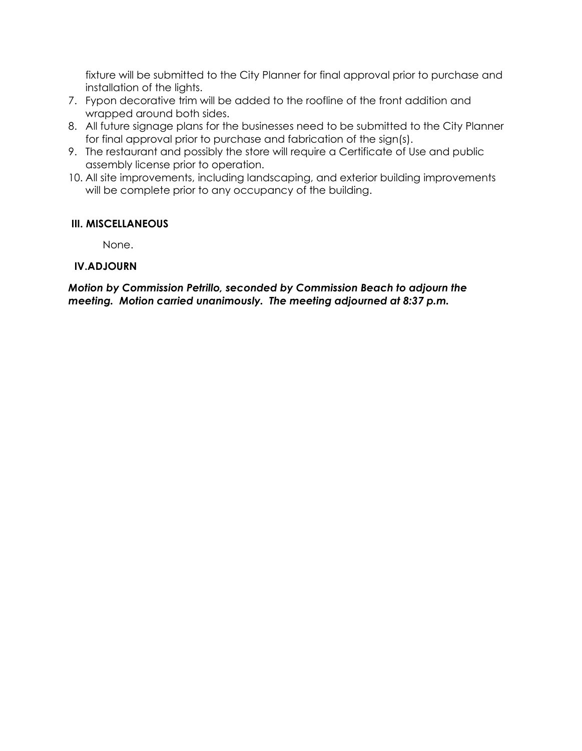fixture will be submitted to the City Planner for final approval prior to purchase and installation of the lights.

7. Fypon decorative trim will be added to the roofline of the front addition and wrapped around both sides.
8. All future signage plans for the businesses need to be submitted to the City Planner for final approval prior to purchase and fabrication of the sign(s).
9. The restaurant and possibly the store will require a Certificate of Use and public assembly license prior to operation.
10. All site improvements, including landscaping, and exterior building improvements will be complete prior to any occupancy of the building.

**III. MISCELLANEOUS**

None.

**IV.ADJOURN**

***Motion by Commission Petrillo, seconded by Commission Beach to adjourn the meeting. Motion carried unanimously. The meeting adjourned at 8:37 p.m.***